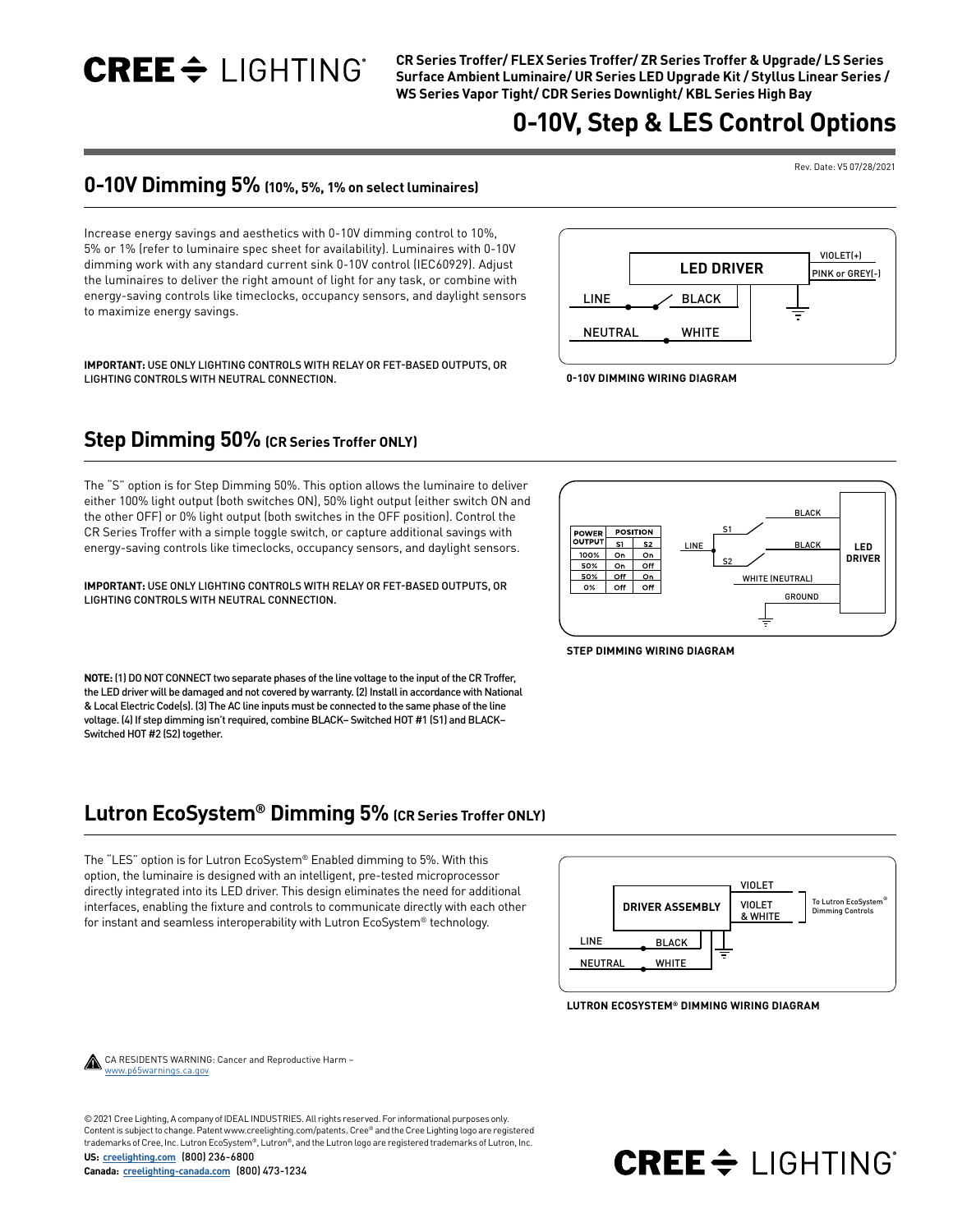# CREE LIGHTING

**CR Series Troffer/ FLEX Series Troffer/ ZR Series Troffer & Upgrade/ LS Series Surface Ambient Luminaire/ UR Series LED Upgrade Kit / Styllus Linear Series / WS Series Vapor Tight/ CDR Series Downlight/ KBL Series High Bay**

# 0-10V, Step & LES Control Options

Rev. Date: V5 07/28/2021

## 0-10V Dimming 5% (10%, 5%, 1% on select luminaires)

Increase energy savings and aesthetics with 0-10V dimming control to 10%, 5% or 1% (refer to luminaire spec sheet for availability). Luminaires with 0-10V dimming work with any standard current sink 0-10V control (IEC60929). Adjust the luminaires to deliver the right amount of light for any task, or combine with energy-saving controls like timeclocks, occupancy sensors, and daylight sensors to maximize energy savings.

**IMPORTANT:** USE ONLY LIGHTING CONTROLS WITH RELAY OR FET-BASED OUTPUTS, OR LIGHTING CONTROLS WITH NEUTRAL CONNECTION.

LED DRIVER — VIOLET(+), PINK or GREY(-); LINE — BLACK; NEUTRAL — WHITE

**0-10V DIMMING WIRING DIAGRAM**

## Step Dimming 50% (CR Series Troffer ONLY)

The "S" option is for Step Dimming 50%. This option allows the luminaire to deliver either 100% light output (both switches ON), 50% light output (either switch ON and the other OFF) or 0% light output (both switches in the OFF position). Control the CR Series Troffer with a simple toggle switch, or capture additional savings with energy-saving controls like timeclocks, occupancy sensors, and daylight sensors.

**IMPORTANT:** USE ONLY LIGHTING CONTROLS WITH RELAY OR FET-BASED OUTPUTS, OR LIGHTING CONTROLS WITH NEUTRAL CONNECTION.

| POWER OUTPUT | POSITION | |
|---|---|---|
| | S1 | S2 |
| 100% | On | On |
| 50% | On | Off |
| 50% | Off | On |
| 0% | Off | Off |

LINE — S1 — BLACK; S2 — BLACK; WHITE (NEUTRAL); GROUND — LED DRIVER

**STEP DIMMING WIRING DIAGRAM**

**NOTE:** (1) DO NOT CONNECT two separate phases of the line voltage to the input of the CR Troffer, the LED driver will be damaged and not covered by warranty. (2) Install in accordance with National & Local Electric Code(s). (3) The AC line inputs must be connected to the same phase of the line voltage. (4) If step dimming isn't required, combine BLACK– Switched HOT #1 (S1) and BLACK– Switched HOT #2 (S2) together.

## Lutron EcoSystem® Dimming 5% (CR Series Troffer ONLY)

The "LES" option is for Lutron EcoSystem® Enabled dimming to 5%. With this option, the luminaire is designed with an intelligent, pre-tested microprocessor directly integrated into its LED driver. This design eliminates the need for additional interfaces, enabling the fixture and controls to communicate directly with each other for instant and seamless interoperability with Lutron EcoSystem® technology.

DRIVER ASSEMBLY — VIOLET, VIOLET & WHITE — To Lutron EcoSystem® Dimming Controls; LINE — BLACK; NEUTRAL — WHITE

**LUTRON ECOSYSTEM® DIMMING WIRING DIAGRAM**

CA RESIDENTS WARNING: Cancer and Reproductive Harm – www.p65warnings.ca.gov

© 2021 Cree Lighting, A company of IDEAL INDUSTRIES. All rights reserved. For informational purposes only. Content is subject to change. Patent www.creelighting.com/patents. Cree® and the Cree Lighting logo are registered trademarks of Cree, Inc. Lutron EcoSystem®, Lutron®, and the Lutron logo are registered trademarks of Lutron, Inc.

**US:** creelighting.com (800) 236-6800
**Canada:** creelighting-canada.com (800) 473-1234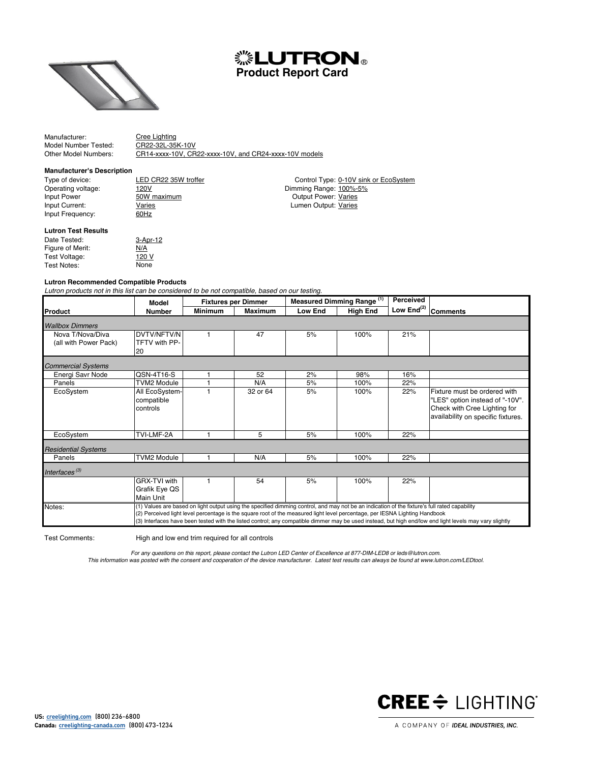# LUTRON Product Report Card

Manufacturer: Cree Lighting
Model Number Tested: CR22-32L-35K-10V
Other Model Numbers: CR14-xxxx-10V, CR22-xxxx-10V, and CR24-xxxx-10V models

### Manufacturer's Description

Type of device: LED CR22 35W troffer
Operating voltage: 120V
Input Power: 50W maximum
Input Current: Varies
Input Frequency: 60Hz

Control Type: 0-10V sink or EcoSystem
Dimming Range: 100%-5%
Output Power: Varies
Lumen Output: Varies

### Lutron Test Results

Date Tested: 3-Apr-12
Figure of Merit: N/A
Test Voltage: 120 V
Test Notes: None

### Lutron Recommended Compatible Products

*Lutron products not in this list can be considered to be not compatible, based on our testing.*

| Product | Model Number | Fixtures per Dimmer | | Measured Dimming Range (1) | | Perceived Low End(2) | Comments |
|---|---|---|---|---|---|---|---|
| | | Minimum | Maximum | Low End | High End | | |
| *Wallbox Dimmers* | | | | | | | |
| Nova T/Nova/Diva (all with Power Pack) | DVTV/NFTV/NTFTV with PP-20 | 1 | 47 | 5% | 100% | 21% | |
| *Commercial Systems* | | | | | | | |
| Energi Savr Node | QSN-4T16-S | 1 | 52 | 2% | 98% | 16% | |
| Panels | TVM2 Module | 1 | N/A | 5% | 100% | 22% | |
| EcoSystem | All EcoSystem-compatible controls | 1 | 32 or 64 | 5% | 100% | 22% | Fixture must be ordered with "LES" option instead of "-10V". Check with Cree Lighting for availability on specific fixtures. |
| EcoSystem | TVI-LMF-2A | 1 | 5 | 5% | 100% | 22% | |
| *Residential Systems* | | | | | | | |
| Panels | TVM2 Module | 1 | N/A | 5% | 100% | 22% | |
| *Interfaces (3)* | | | | | | | |
| | GRX-TVI with Grafik Eye QS Main Unit | 1 | 54 | 5% | 100% | 22% | |

Notes:
(1) Values are based on light output using the specified dimming control, and may not be an indication of the fixture's full rated capability
(2) Perceived light level percentage is the square root of the measured light level percentage, per IESNA Lighting Handbook
(3) Interfaces have been tested with the listed control; any compatible dimmer may be used instead, but high end/low end light levels may vary slightly

Test Comments: High and low end trim required for all controls

*For any questions on this report, please contact the Lutron LED Center of Excellence at 877-DIM-LED8 or leds@lutron.com.*
*This information was posted with the consent and cooperation of the device manufacturer. Latest test results can always be found at www.lutron.com/LEDtool.*

**US:** creelighting.com (800) 236-6800
**Canada:** creelighting-canada.com (800) 473-1234

CREE LIGHTING
A COMPANY OF ***IDEAL INDUSTRIES, INC.***